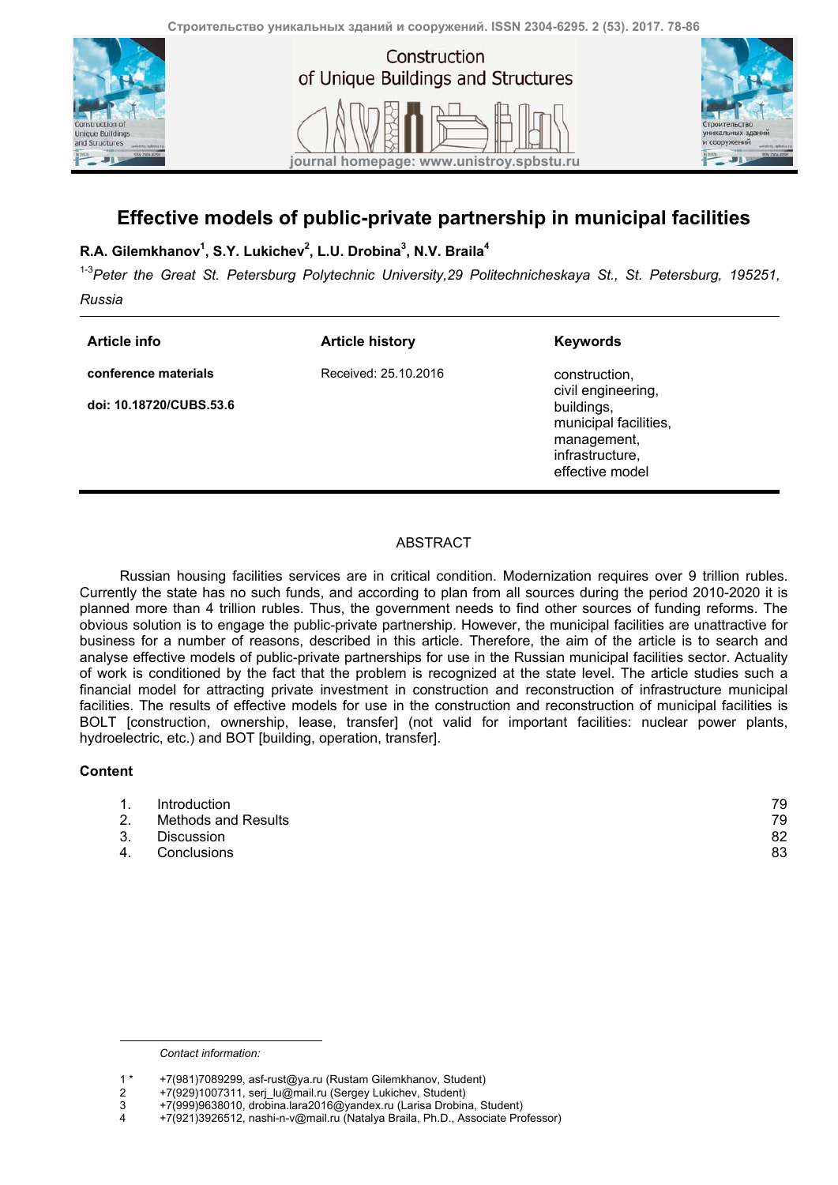# Effective models of public-private partnership in municipal facilities

**R.A. Gilemkhanov[1], S.Y. Lukichev[2], L.U. Drobina[3], N.V. Braila[4]**

[1-3]*Peter the Great St. Petersburg Polytechnic University,29 Politechnicheskaya St., St. Petersburg, 195251, Russia*

| **Article info** | **Article history** | **Keywords** |
|---|---|---|
| **conference materials** | Received: 25.10.2016 | construction, civil engineering, buildings, municipal facilities, management, infrastructure, effective model |
| **doi: 10.18720/CUBS.53.6** | | |

## ABSTRACT

Russian housing facilities services are in critical condition. Modernization requires over 9 trillion rubles. Currently the state has no such funds, and according to plan from all sources during the period 2010-2020 it is planned more than 4 trillion rubles. Thus, the government needs to find other sources of funding reforms. The obvious solution is to engage the public-private partnership. However, the municipal facilities are unattractive for business for a number of reasons, described in this article. Therefore, the aim of the article is to search and analyse effective models of public-private partnerships for use in the Russian municipal facilities sector. Actuality of work is conditioned by the fact that the problem is recognized at the state level. The article studies such a financial model for attracting private investment in construction and reconstruction of infrastructure municipal facilities. The results of effective models for use in the construction and reconstruction of municipal facilities is BOLT [construction, ownership, lease, transfer] (not valid for important facilities: nuclear power plants, hydroelectric, etc.) and BOT [building, operation, transfer].

### Content

1. Introduction 79
2. Methods and Results 79
3. Discussion 82
4. Conclusions 83

*Contact information:*

1 * +7(981)7089299, asf-rust@ya.ru (Rustam Gilemkhanov, Student)
2 +7(929)1007311, serj_lu@mail.ru (Sergey Lukichev, Student)
3 +7(999)9638010, drobina.lara2016@yandex.ru (Larisa Drobina, Student)
4 +7(921)3926512, nashi-n-v@mail.ru (Natalya Braila, Ph.D., Associate Professor)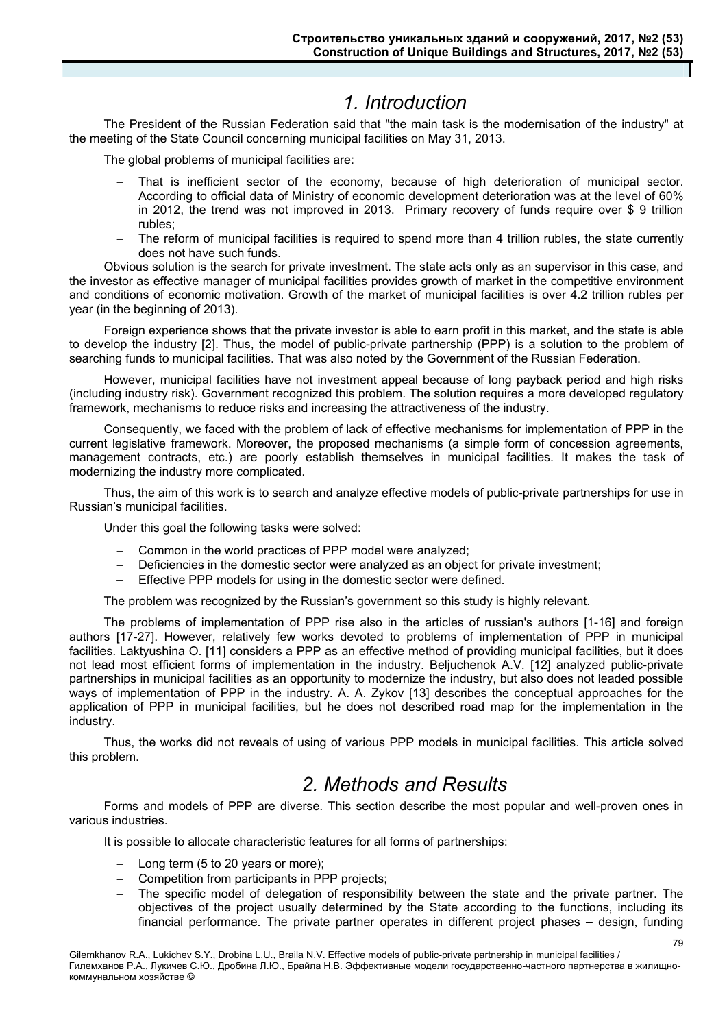# 1. Introduction

The President of the Russian Federation said that "the main task is the modernisation of the industry" at the meeting of the State Council concerning municipal facilities on May 31, 2013.

The global problems of municipal facilities are:

- That is inefficient sector of the economy, because of high deterioration of municipal sector. According to official data of Ministry of economic development deterioration was at the level of 60% in 2012, the trend was not improved in 2013. Primary recovery of funds require over $ 9 trillion rubles;
- The reform of municipal facilities is required to spend more than 4 trillion rubles, the state currently does not have such funds.

Obvious solution is the search for private investment. The state acts only as an supervisor in this case, and the investor as effective manager of municipal facilities provides growth of market in the competitive environment and conditions of economic motivation. Growth of the market of municipal facilities is over 4.2 trillion rubles per year (in the beginning of 2013).

Foreign experience shows that the private investor is able to earn profit in this market, and the state is able to develop the industry [2]. Thus, the model of public-private partnership (PPP) is a solution to the problem of searching funds to municipal facilities. That was also noted by the Government of the Russian Federation.

However, municipal facilities have not investment appeal because of long payback period and high risks (including industry risk). Government recognized this problem. The solution requires a more developed regulatory framework, mechanisms to reduce risks and increasing the attractiveness of the industry.

Consequently, we faced with the problem of lack of effective mechanisms for implementation of PPP in the current legislative framework. Moreover, the proposed mechanisms (a simple form of concession agreements, management contracts, etc.) are poorly establish themselves in municipal facilities. It makes the task of modernizing the industry more complicated.

Thus, the aim of this work is to search and analyze effective models of public-private partnerships for use in Russian's municipal facilities.

Under this goal the following tasks were solved:

- Common in the world practices of PPP model were analyzed;
- Deficiencies in the domestic sector were analyzed as an object for private investment;
- Effective PPP models for using in the domestic sector were defined.

The problem was recognized by the Russian's government so this study is highly relevant.

The problems of implementation of PPP rise also in the articles of russian's authors [1-16] and foreign authors [17-27]. However, relatively few works devoted to problems of implementation of PPP in municipal facilities. Laktyushina O. [11] considers a PPP as an effective method of providing municipal facilities, but it does not lead most efficient forms of implementation in the industry. Beljuchenok A.V. [12] analyzed public-private partnerships in municipal facilities as an opportunity to modernize the industry, but also does not leaded possible ways of implementation of PPP in the industry. A. A. Zykov [13] describes the conceptual approaches for the application of PPP in municipal facilities, but he does not described road map for the implementation in the industry.

Thus, the works did not reveals of using of various PPP models in municipal facilities. This article solved this problem.

# 2. Methods and Results

Forms and models of PPP are diverse. This section describe the most popular and well-proven ones in various industries.

It is possible to allocate characteristic features for all forms of partnerships:

- Long term (5 to 20 years or more);
- Competition from participants in PPP projects;
- The specific model of delegation of responsibility between the state and the private partner. The objectives of the project usually determined by the State according to the functions, including its financial performance. The private partner operates in different project phases – design, funding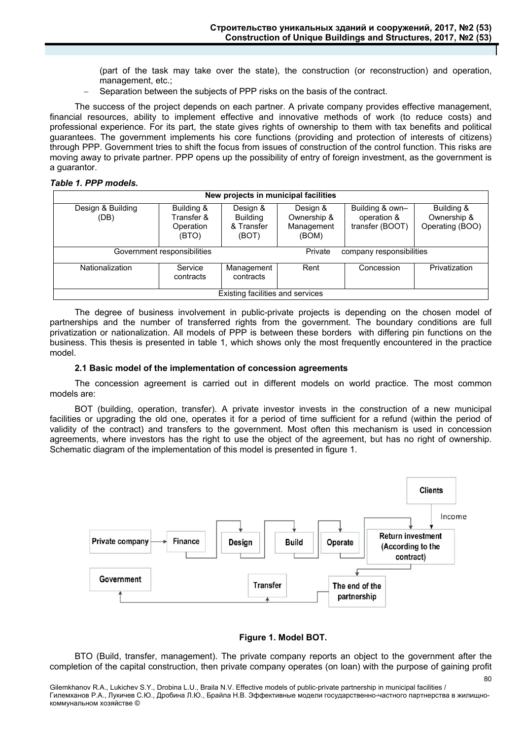(part of the task may take over the state), the construction (or reconstruction) and operation, management, etc.;

- Separation between the subjects of PPP risks on the basis of the contract.

The success of the project depends on each partner. A private company provides effective management, financial resources, ability to implement effective and innovative methods of work (to reduce costs) and professional experience. For its part, the state gives rights of ownership to them with tax benefits and political guarantees. The government implements his core functions (providing and protection of interests of citizens) through PPP. Government tries to shift the focus from issues of construction of the control function. This risks are moving away to private partner. PPP opens up the possibility of entry of foreign investment, as the government is a guarantor.

***Table 1. PPP models.***

| New projects in municipal facilities | | | | | |
|---|---|---|---|---|---|
| Design & Building (DB) | Building & Transfer & Operation (BTO) | Design & Building & Transfer (BOT) | Design & Ownership & Management (BOM) | Building & own– operation & transfer (BOOT) | Building & Ownership & Operating (BOO) |
| Government responsibilities | | | Private company responsibilities | | |
| Nationalization | Service contracts | Management contracts | Rent | Concession | Privatization |
| Existing facilities and services | | | | | |

The degree of business involvement in public-private projects is depending on the chosen model of partnerships and the number of transferred rights from the government. The boundary conditions are full privatization or nationalization. All models of PPP is between these borders with differing pin functions on the business. This thesis is presented in table 1, which shows only the most frequently encountered in the practice model.

### 2.1 Basic model of the implementation of concession agreements

The concession agreement is carried out in different models on world practice. The most common models are:

BOT (building, operation, transfer). A private investor invests in the construction of a new municipal facilities or upgrading the old one, operates it for a period of time sufficient for a refund (within the period of validity of the contract) and transfers to the government. Most often this mechanism is used in concession agreements, where investors has the right to use the object of the agreement, but has no right of ownership. Schematic diagram of the implementation of this model is presented in figure 1.

**Figure 1. Model BOT.**

BTO (Build, transfer, management). The private company reports an object to the government after the completion of the capital construction, then private company operates (on loan) with the purpose of gaining profit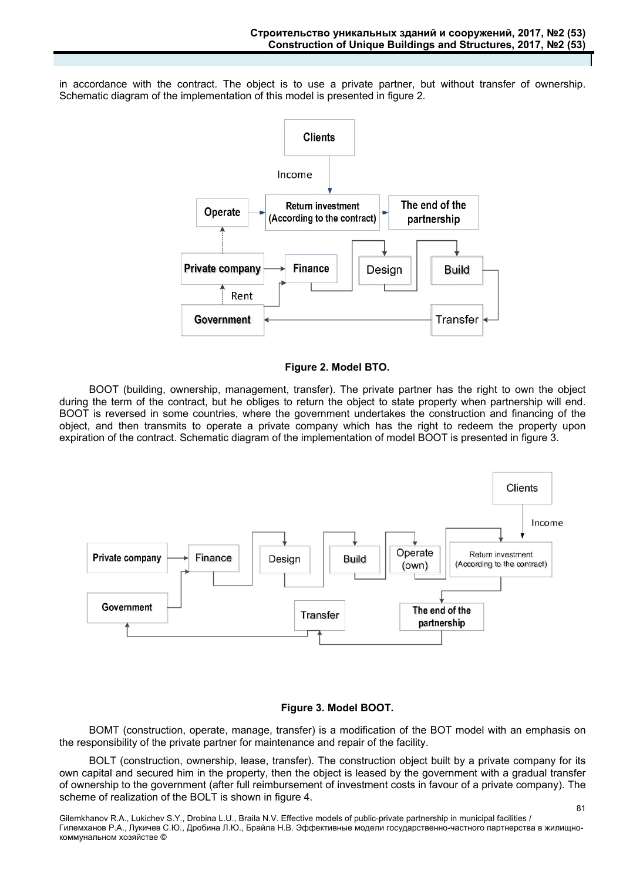in accordance with the contract. The object is to use a private partner, but without transfer of ownership. Schematic diagram of the implementation of this model is presented in figure 2.

**Figure 2. Model BTO.**

BOOT (building, ownership, management, transfer). The private partner has the right to own the object during the term of the contract, but he obliges to return the object to state property when partnership will end. BOOT is reversed in some countries, where the government undertakes the construction and financing of the object, and then transmits to operate a private company which has the right to redeem the property upon expiration of the contract. Schematic diagram of the implementation of model BOOT is presented in figure 3.

**Figure 3. Model BOOT.**

BOMT (construction, operate, manage, transfer) is a modification of the BOT model with an emphasis on the responsibility of the private partner for maintenance and repair of the facility.

BOLT (construction, ownership, lease, transfer). The construction object built by a private company for its own capital and secured him in the property, then the object is leased by the government with a gradual transfer of ownership to the government (after full reimbursement of investment costs in favour of a private company). The scheme of realization of the BOLT is shown in figure 4.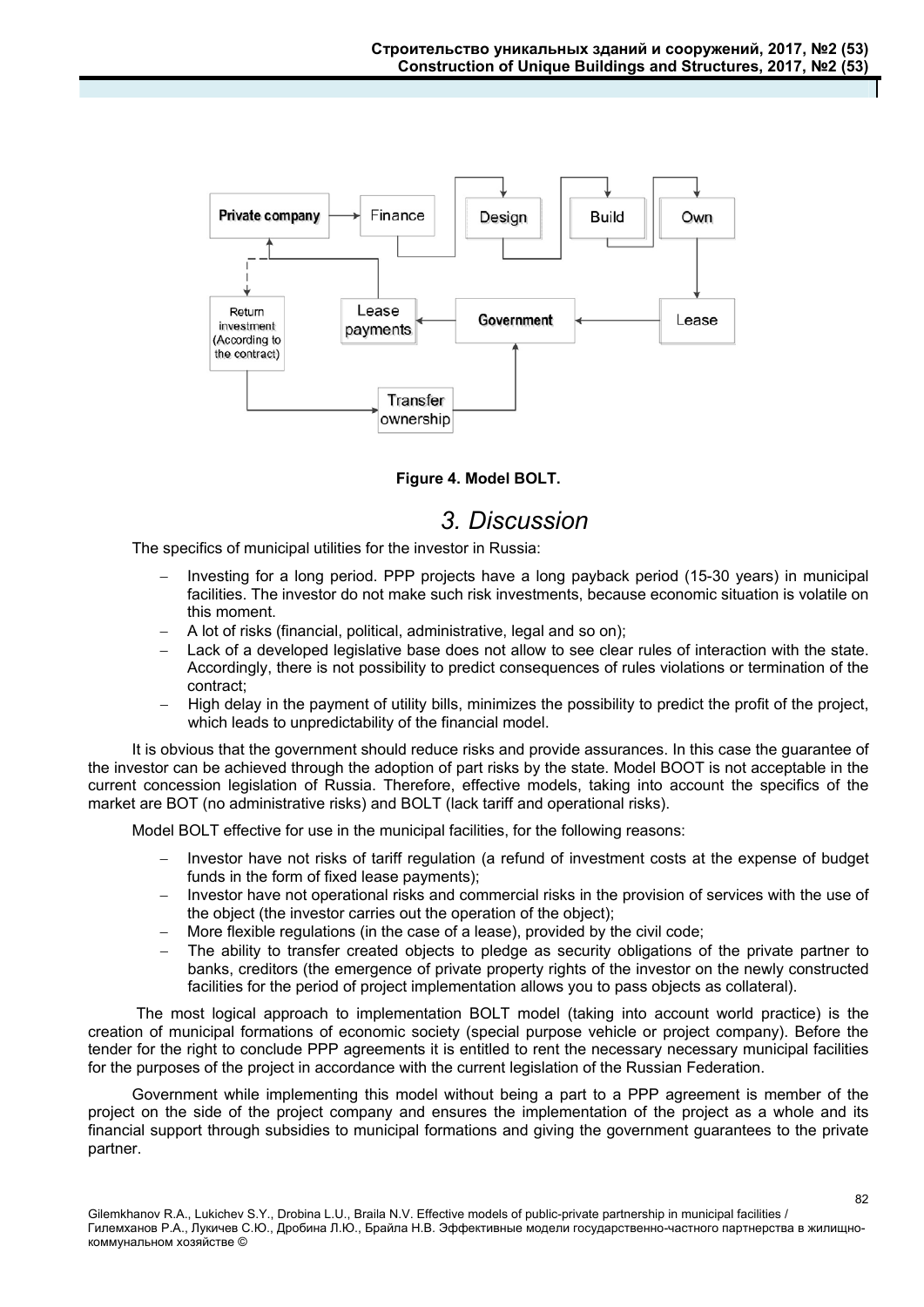Figure 4. Model BOLT.

## 3. Discussion

The specifics of municipal utilities for the investor in Russia:

- Investing for a long period. PPP projects have a long payback period (15-30 years) in municipal facilities. The investor do not make such risk investments, because economic situation is volatile on this moment.
- A lot of risks (financial, political, administrative, legal and so on);
- Lack of a developed legislative base does not allow to see clear rules of interaction with the state. Accordingly, there is not possibility to predict consequences of rules violations or termination of the contract;
- High delay in the payment of utility bills, minimizes the possibility to predict the profit of the project, which leads to unpredictability of the financial model.

It is obvious that the government should reduce risks and provide assurances. In this case the guarantee of the investor can be achieved through the adoption of part risks by the state. Model BOOT is not acceptable in the current concession legislation of Russia. Therefore, effective models, taking into account the specifics of the market are BOT (no administrative risks) and BOLT (lack tariff and operational risks).

Model BOLT effective for use in the municipal facilities, for the following reasons:

- Investor have not risks of tariff regulation (a refund of investment costs at the expense of budget funds in the form of fixed lease payments);
- Investor have not operational risks and commercial risks in the provision of services with the use of the object (the investor carries out the operation of the object);
- More flexible regulations (in the case of a lease), provided by the civil code;
- The ability to transfer created objects to pledge as security obligations of the private partner to banks, creditors (the emergence of private property rights of the investor on the newly constructed facilities for the period of project implementation allows you to pass objects as collateral).

The most logical approach to implementation BOLT model (taking into account world practice) is the creation of municipal formations of economic society (special purpose vehicle or project company). Before the tender for the right to conclude PPP agreements it is entitled to rent the necessary necessary municipal facilities for the purposes of the project in accordance with the current legislation of the Russian Federation.

Government while implementing this model without being a part to a PPP agreement is member of the project on the side of the project company and ensures the implementation of the project as a whole and its financial support through subsidies to municipal formations and giving the government guarantees to the private partner.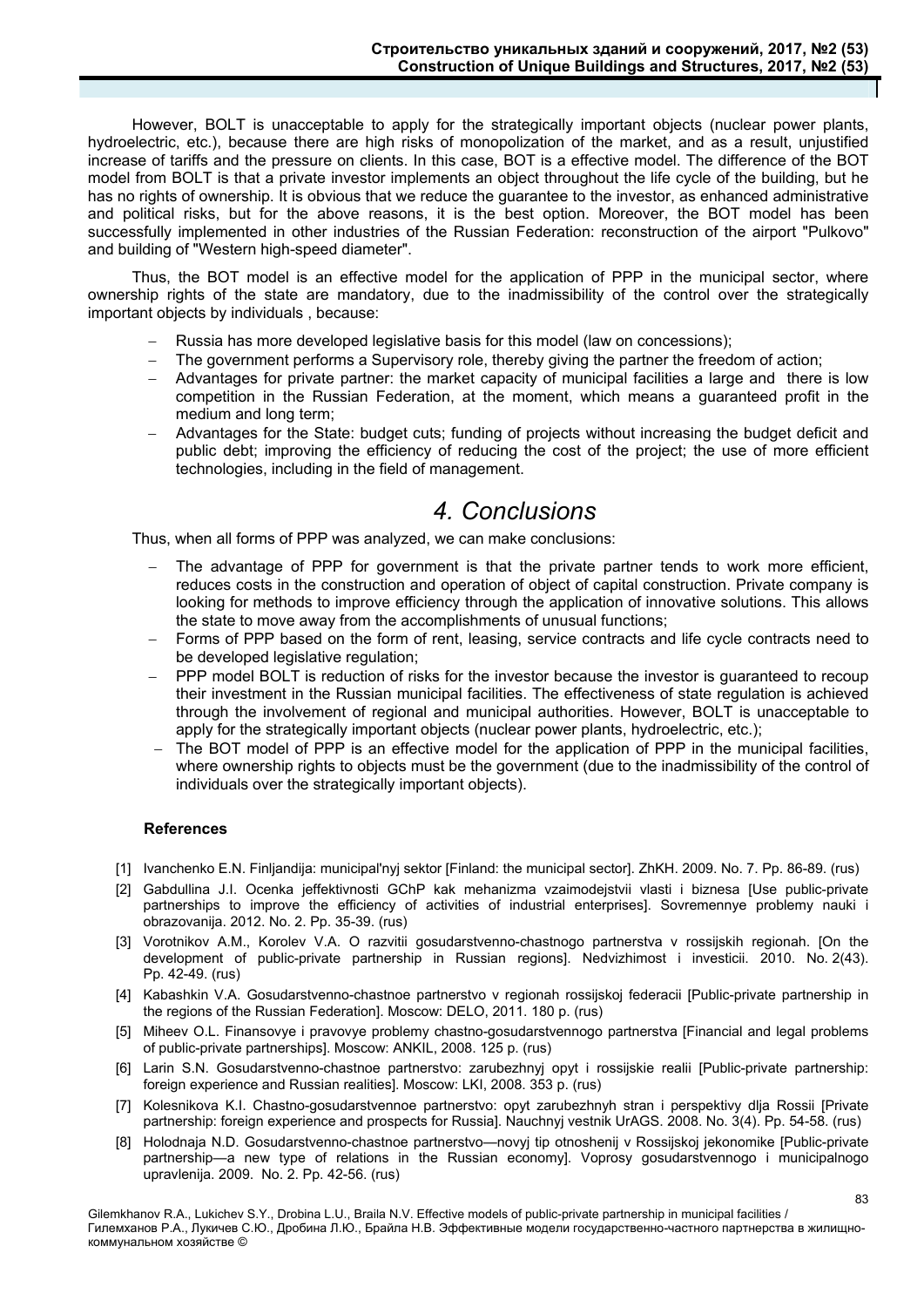However, BOLT is unacceptable to apply for the strategically important objects (nuclear power plants, hydroelectric, etc.), because there are high risks of monopolization of the market, and as a result, unjustified increase of tariffs and the pressure on clients. In this case, BOT is a effective model. The difference of the BOT model from BOLT is that a private investor implements an object throughout the life cycle of the building, but he has no rights of ownership. It is obvious that we reduce the guarantee to the investor, as enhanced administrative and political risks, but for the above reasons, it is the best option. Moreover, the BOT model has been successfully implemented in other industries of the Russian Federation: reconstruction of the airport "Pulkovo" and building of "Western high-speed diameter".

Thus, the BOT model is an effective model for the application of PPP in the municipal sector, where ownership rights of the state are mandatory, due to the inadmissibility of the control over the strategically important objects by individuals , because:

- Russia has more developed legislative basis for this model (law on concessions);
- The government performs a Supervisory role, thereby giving the partner the freedom of action;
- Advantages for private partner: the market capacity of municipal facilities a large and there is low competition in the Russian Federation, at the moment, which means a guaranteed profit in the medium and long term;
- Advantages for the State: budget cuts; funding of projects without increasing the budget deficit and public debt; improving the efficiency of reducing the cost of the project; the use of more efficient technologies, including in the field of management.

# *4. Conclusions*

Thus, when all forms of PPP was analyzed, we can make conclusions:

- The advantage of PPP for government is that the private partner tends to work more efficient, reduces costs in the construction and operation of object of capital construction. Private company is looking for methods to improve efficiency through the application of innovative solutions. This allows the state to move away from the accomplishments of unusual functions;
- Forms of PPP based on the form of rent, leasing, service contracts and life cycle contracts need to be developed legislative regulation;
- PPP model BOLT is reduction of risks for the investor because the investor is guaranteed to recoup their investment in the Russian municipal facilities. The effectiveness of state regulation is achieved through the involvement of regional and municipal authorities. However, BOLT is unacceptable to apply for the strategically important objects (nuclear power plants, hydroelectric, etc.);
- The BOT model of PPP is an effective model for the application of PPP in the municipal facilities, where ownership rights to objects must be the government (due to the inadmissibility of the control of individuals over the strategically important objects).

### References

[1] Ivanchenko E.N. Finljandija: municipal'nyj sektor [Finland: the municipal sector]. ZhKH. 2009. No. 7. Pp. 86-89. (rus)

[2] Gabdullina J.I. Ocenka jeffektivnosti GChP kak mehanizma vzaimodejstvii vlasti i biznesa [Use public-private partnerships to improve the efficiency of activities of industrial enterprises]. Sovremennye problemy nauki i obrazovanija. 2012. No. 2. Pp. 35-39. (rus)

[3] Vorotnikov A.M., Korolev V.A. O razvitii gosudarstvenno-chastnogo partnerstva v rossijskih regionah. [On the development of public-private partnership in Russian regions]. Nedvizhimost i investicii. 2010. No. 2(43). Pp. 42-49. (rus)

[4] Kabashkin V.A. Gosudarstvenno-chastnoe partnerstvo v regionah rossijskoj federacii [Public-private partnership in the regions of the Russian Federation]. Moscow: DELO, 2011. 180 p. (rus)

[5] Miheev O.L. Finansovye i pravovye problemy chastno-gosudarstvennogo partnerstva [Financial and legal problems of public-private partnerships]. Moscow: ANKIL, 2008. 125 p. (rus)

[6] Larin S.N. Gosudarstvenno-chastnoe partnerstvo: zarubezhnyj opyt i rossijskie realii [Public-private partnership: foreign experience and Russian realities]. Moscow: LKI, 2008. 353 p. (rus)

[7] Kolesnikova K.I. Chastno-gosudarstvennoe partnerstvo: opyt zarubezhnyh stran i perspektivy dlja Rossii [Private partnership: foreign experience and prospects for Russia]. Nauchnyj vestnik UrAGS. 2008. No. 3(4). Pp. 54-58. (rus)

[8] Holodnaja N.D. Gosudarstvenno-chastnoe partnerstvo—novyj tip otnoshenij v Rossijskoj jekonomike [Public-private partnership—a new type of relations in the Russian economy]. Voprosy gosudarstvennogo i municipalnogo upravlenija. 2009. No. 2. Pp. 42-56. (rus)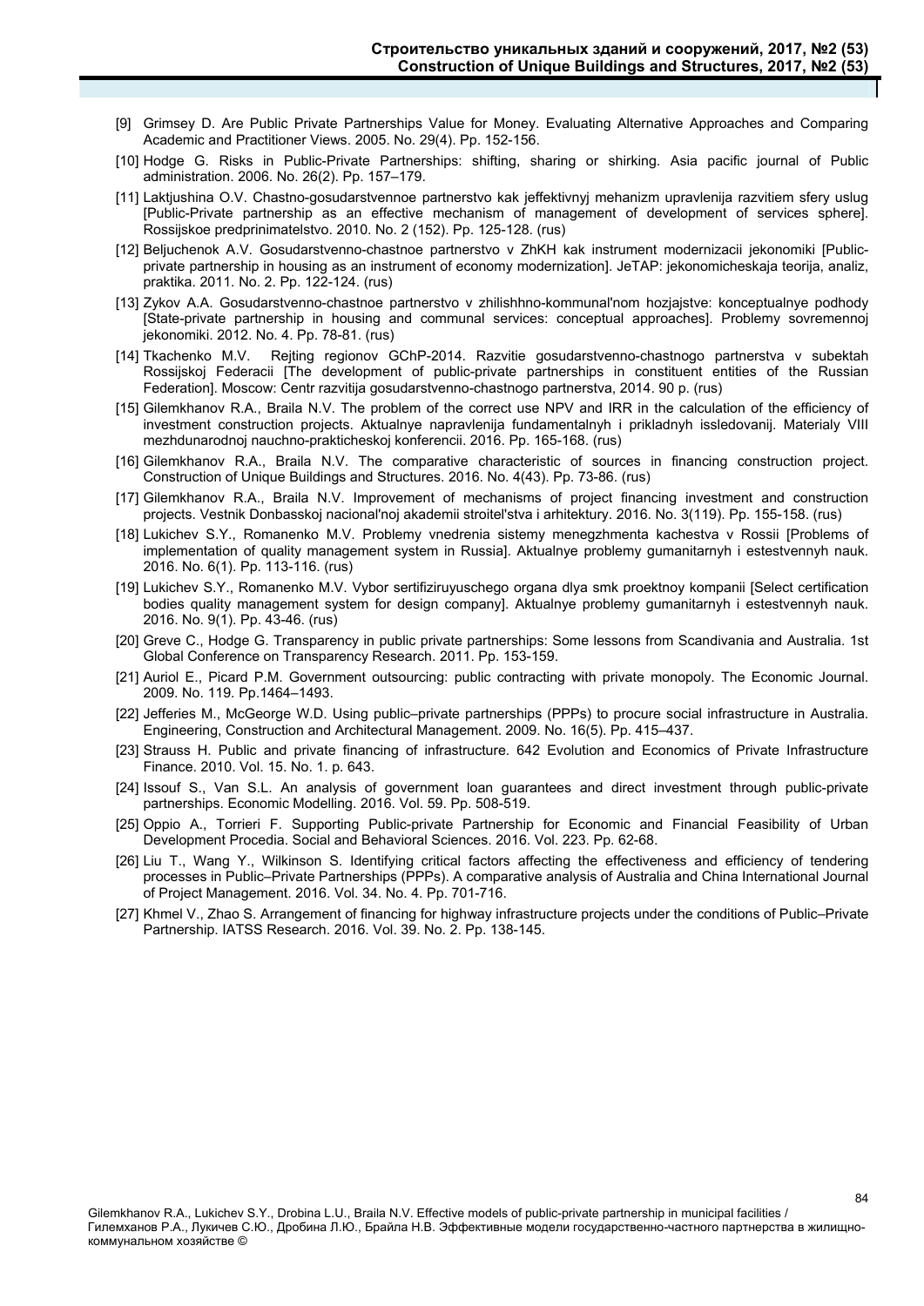[9] Grimsey D. Are Public Private Partnerships Value for Money. Evaluating Alternative Approaches and Comparing Academic and Practitioner Views. 2005. No. 29(4). Pp. 152-156.

[10] Hodge G. Risks in Public-Private Partnerships: shifting, sharing or shirking. Asia pacific journal of Public administration. 2006. No. 26(2). Pp. 157–179.

[11] Laktjushina O.V. Chastno-gosudarstvennoe partnerstvo kak jeffektivnyj mehanizm upravlenija razvitiem sfery uslug [Public-Private partnership as an effective mechanism of management of development of services sphere]. Rossijskoe predprinimatelstvo. 2010. No. 2 (152). Pp. 125-128. (rus)

[12] Beljuchenok A.V. Gosudarstvenno-chastnoe partnerstvo v ZhKH kak instrument modernizacii jekonomiki [Public-private partnership in housing as an instrument of economy modernization]. JeTAP: jekonomicheskaja teorija, analiz, praktika. 2011. No. 2. Pp. 122-124. (rus)

[13] Zykov A.A. Gosudarstvenno-chastnoe partnerstvo v zhilishhno-kommunal'nom hozjajstve: konceptualnye podhody [State-private partnership in housing and communal services: conceptual approaches]. Problemy sovremennoj jekonomiki. 2012. No. 4. Pp. 78-81. (rus)

[14] Tkachenko M.V. Rejting regionov GChP-2014. Razvitie gosudarstvenno-chastnogo partnerstva v subektah Rossijskoj Federacii [The development of public-private partnerships in constituent entities of the Russian Federation]. Moscow: Centr razvitija gosudarstvenno-chastnogo partnerstva, 2014. 90 p. (rus)

[15] Gilemkhanov R.A., Braila N.V. The problem of the correct use NPV and IRR in the calculation of the efficiency of investment construction projects. Aktualnye napravlenija fundamentalnyh i prikladnyh issledovanij. Materialy VIII mezhdunarodnoj nauchno-prakticheskoj konferencii. 2016. Pp. 165-168. (rus)

[16] Gilemkhanov R.A., Braila N.V. The comparative characteristic of sources in financing construction project. Construction of Unique Buildings and Structures. 2016. No. 4(43). Pp. 73-86. (rus)

[17] Gilemkhanov R.A., Braila N.V. Improvement of mechanisms of project financing investment and construction projects. Vestnik Donbasskoj nacional'noj akademii stroitel'stva i arhitektury. 2016. No. 3(119). Pp. 155-158. (rus)

[18] Lukichev S.Y., Romanenko M.V. Problemy vnedrenia sistemy menegzhmenta kachestva v Rossii [Problems of implementation of quality management system in Russia]. Aktualnye problemy gumanitarnyh i estestvennyh nauk. 2016. No. 6(1). Pp. 113-116. (rus)

[19] Lukichev S.Y., Romanenko M.V. Vybor sertifiziruyuschego organa dlya smk proektnoy kompanii [Select certification bodies quality management system for design company]. Aktualnye problemy gumanitarnyh i estestvennyh nauk. 2016. No. 9(1). Pp. 43-46. (rus)

[20] Greve C., Hodge G. Transparency in public private partnerships: Some lessons from Scandivania and Australia. 1st Global Conference on Transparency Research. 2011. Pp. 153-159.

[21] Auriol E., Picard P.M. Government outsourcing: public contracting with private monopoly. The Economic Journal. 2009. No. 119. Pp.1464–1493.

[22] Jefferies M., McGeorge W.D. Using public–private partnerships (PPPs) to procure social infrastructure in Australia. Engineering, Construction and Architectural Management. 2009. No. 16(5). Pp. 415–437.

[23] Strauss H. Public and private financing of infrastructure. 642 Evolution and Economics of Private Infrastructure Finance. 2010. Vol. 15. No. 1. p. 643.

[24] Issouf S., Van S.L. An analysis of government loan guarantees and direct investment through public-private partnerships. Economic Modelling. 2016. Vol. 59. Pp. 508-519.

[25] Oppio A., Torrieri F. Supporting Public-private Partnership for Economic and Financial Feasibility of Urban Development Procedia. Social and Behavioral Sciences. 2016. Vol. 223. Pp. 62-68.

[26] Liu T., Wang Y., Wilkinson S. Identifying critical factors affecting the effectiveness and efficiency of tendering processes in Public–Private Partnerships (PPPs). A comparative analysis of Australia and China International Journal of Project Management. 2016. Vol. 34. No. 4. Pp. 701-716.

[27] Khmel V., Zhao S. Arrangement of financing for highway infrastructure projects under the conditions of Public–Private Partnership. IATSS Research. 2016. Vol. 39. No. 2. Pp. 138-145.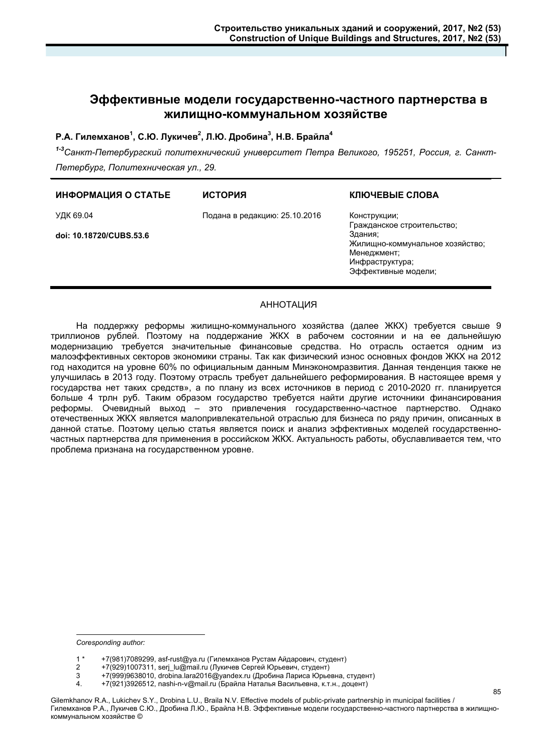# Эффективные модели государственно-частного партнерства в жилищно-коммунальном хозяйстве

**Р.А. Гилемханов[1], С.Ю. Лукичев[2], Л.Ю. Дробина[3], Н.В. Брайла[4]**

*[1-3]Санкт-Петербургский политехнический университет Петра Великого, 195251, Россия, г. Санкт-Петербург, Политехническая ул., 29.*

| ИНФОРМАЦИЯ О СТАТЬЕ | ИСТОРИЯ | КЛЮЧЕВЫЕ СЛОВА |
|---|---|---|
| УДК 69.04<br><br>**doi: 10.18720/CUBS.53.6** | Подана в редакцию: 25.10.2016 | Конструкции;<br>Гражданское строительство;<br>Здания;<br>Жилищно-коммунальное хозяйство;<br>Менеджмент;<br>Инфраструктура;<br>Эффективные модели; |

## АННОТАЦИЯ

На поддержку реформы жилищно-коммунального хозяйства (далее ЖКХ) требуется свыше 9 триллионов рублей. Поэтому на поддержание ЖКХ в рабочем состоянии и на ее дальнейшую модернизацию требуется значительные финансовые средства. Но отрасль остается одним из малоэффективных секторов экономики страны. Так как физический износ основных фондов ЖКХ на 2012 год находится на уровне 60% по официальным данным Минэкономразвития. Данная тенденция также не улучшилась в 2013 году. Поэтому отрасль требует дальнейшего реформирования. В настоящее время у государства нет таких средств», а по плану из всех источников в период с 2010-2020 гг. планируется больше 4 трлн руб. Таким образом государство требуется найти другие источники финансирования реформы. Очевидный выход – это привлечения государственно-частное партнерство. Однако отечественных ЖКХ является малопривлекательной отраслью для бизнеса по ряду причин, описанных в данной статье. Поэтому целью статья является поиск и анализ эффективных моделей государственно-частных партнерства для применения в российском ЖКХ. Актуальность работы, обуславливается тем, что проблема признана на государственном уровне.

---

*Coresponding author:*

1 * +7(981)7089299, asf-rust@ya.ru (Гилемханов Рустам Айдарович, студент)
2 +7(929)1007311, serj_lu@mail.ru (Лукичев Сергей Юрьевич, студент)
3 +7(999)9638010, drobina.lara2016@yandex.ru (Дробина Лариса Юрьевна, студент)
4. +7(921)3926512, nashi-n-v@mail.ru (Брайла Наталья Васильевна, к.т.н., доцент)

Gilemkhanov R.A., Lukichev S.Y., Drobina L.U., Braila N.V. Effective models of public-private partnership in municipal facilities / Гилемханов Р.А., Лукичев С.Ю., Дробина Л.Ю., Брайла Н.В. Эффективные модели государственно-частного партнерства в жилищно-коммунальном хозяйстве ©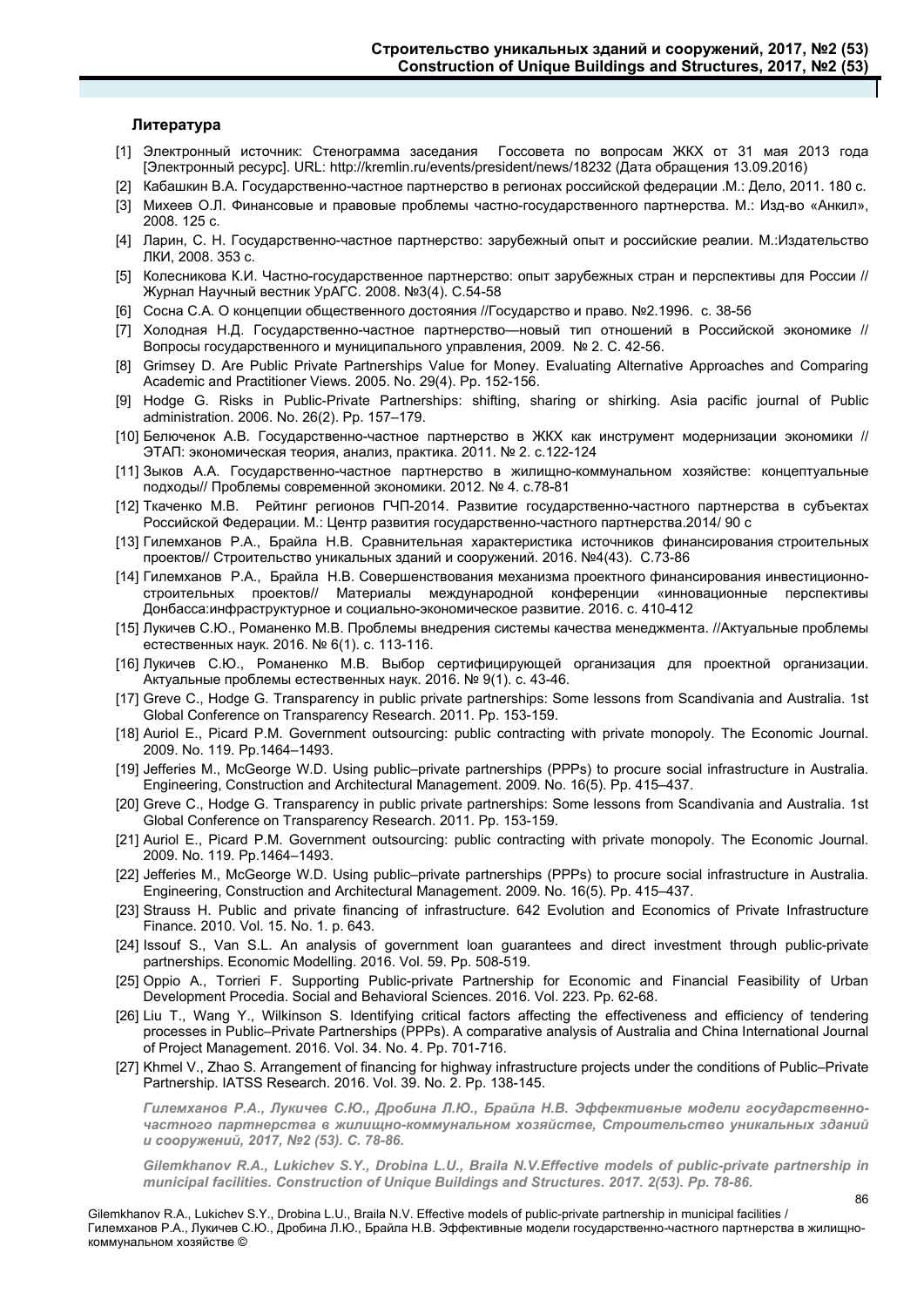### Литература

[1] Электронный источник: Стенограмма заседания Госсовета по вопросам ЖКХ от 31 мая 2013 года [Электронный ресурс]. URL: http://kremlin.ru/events/president/news/18232 (Дата обращения 13.09.2016)

[2] Кабашкин В.А. Государственно-частное партнерство в регионах российской федерации .М.: Дело, 2011. 180 с.

[3] Михеев О.Л. Финансовые и правовые проблемы частно-государственного партнерства. М.: Изд-во «Анкил», 2008. 125 с.

[4] Ларин, С. Н. Государственно-частное партнерство: зарубежный опыт и российские реалии. М.:Издательство ЛКИ, 2008. 353 с.

[5] Колесникова К.И. Частно-государственное партнерство: опыт зарубежных стран и перспективы для России // Журнал Научный вестник УрАГС. 2008. №3(4). С.54-58

[6] Сосна С.А. О концепции общественного достояния //Государство и право. №2.1996. с. 38-56

[7] Холодная Н.Д. Государственно-частное партнерство—новый тип отношений в Российской экономике // Вопросы государственного и муниципального управления, 2009. № 2. С. 42-56.

[8] Grimsey D. Are Public Private Partnerships Value for Money. Evaluating Alternative Approaches and Comparing Academic and Practitioner Views. 2005. No. 29(4). Pp. 152-156.

[9] Hodge G. Risks in Public-Private Partnerships: shifting, sharing or shirking. Asia pacific journal of Public administration. 2006. No. 26(2). Pp. 157–179.

[10] Белюченок А.В. Государственно-частное партнерство в ЖКХ как инструмент модернизации экономики // ЭТАП: экономическая теория, анализ, практика. 2011. № 2. с.122-124

[11] Зыков А.А. Государственно-частное партнерство в жилищно-коммунальном хозяйстве: концептуальные подходы// Проблемы современной экономики. 2012. № 4. с.78-81

[12] Ткаченко М.В. Рейтинг регионов ГЧП-2014. Развитие государственно-частного партнерства в субъектах Российской Федерации. М.: Центр развития государственно-частного партнерства.2014/ 90 с

[13] Гилемханов Р.А., Брайла Н.В. Сравнительная характеристика источников финансирования строительных проектов// Строительство уникальных зданий и сооружений. 2016. №4(43). С.73-86

[14] Гилемханов Р.А., Брайла Н.В. Совершенствования механизма проектного финансирования инвестиционно-строительных проектов// Материалы международной конференции «инновационные перспективы Донбасса:инфраструктурное и социально-экономическое развитие. 2016. с. 410-412

[15] Лукичев С.Ю., Романенко М.В. Проблемы внедрения системы качества менеджмента. //Актуальные проблемы естественных наук. 2016. № 6(1). с. 113-116.

[16] Лукичев С.Ю., Романенко М.В. Выбор сертифицирующей организации для проектной организации. Актуальные проблемы естественных наук. 2016. № 9(1). с. 43-46.

[17] Greve C., Hodge G. Transparency in public private partnerships: Some lessons from Scandivania and Australia. 1st Global Conference on Transparency Research. 2011. Pp. 153-159.

[18] Auriol E., Picard P.M. Government outsourcing: public contracting with private monopoly. The Economic Journal. 2009. No. 119. Pp.1464–1493.

[19] Jefferies M., McGeorge W.D. Using public–private partnerships (PPPs) to procure social infrastructure in Australia. Engineering, Construction and Architectural Management. 2009. No. 16(5). Pp. 415–437.

[20] Greve C., Hodge G. Transparency in public private partnerships: Some lessons from Scandivania and Australia. 1st Global Conference on Transparency Research. 2011. Pp. 153-159.

[21] Auriol E., Picard P.M. Government outsourcing: public contracting with private monopoly. The Economic Journal. 2009. No. 119. Pp.1464–1493.

[22] Jefferies M., McGeorge W.D. Using public–private partnerships (PPPs) to procure social infrastructure in Australia. Engineering, Construction and Architectural Management. 2009. No. 16(5). Pp. 415–437.

[23] Strauss H. Public and private financing of infrastructure. 642 Evolution and Economics of Private Infrastructure Finance. 2010. Vol. 15. No. 1. p. 643.

[24] Issouf S., Van S.L. An analysis of government loan guarantees and direct investment through public-private partnerships. Economic Modelling. 2016. Vol. 59. Pp. 508-519.

[25] Oppio A., Torrieri F. Supporting Public-private Partnership for Economic and Financial Feasibility of Urban Development Procedia. Social and Behavioral Sciences. 2016. Vol. 223. Pp. 62-68.

[26] Liu T., Wang Y., Wilkinson S. Identifying critical factors affecting the effectiveness and efficiency of tendering processes in Public–Private Partnerships (PPPs). A comparative analysis of Australia and China International Journal of Project Management. 2016. Vol. 34. No. 4. Pp. 701-716.

[27] Khmel V., Zhao S. Arrangement of financing for highway infrastructure projects under the conditions of Public–Private Partnership. IATSS Research. 2016. Vol. 39. No. 2. Pp. 138-145.

***Гилемханов Р.А., Лукичев С.Ю., Дробина Л.Ю., Брайла Н.В. Эффективные модели государственно-частного партнерства в жилищно-коммунальном хозяйстве, Строительство уникальных зданий и сооружений, 2017, №2 (53). С. 78-86.***

***Gilemkhanov R.A., Lukichev S.Y., Drobina L.U., Braila N.V.Effective models of public-private partnership in municipal facilities. Construction of Unique Buildings and Structures. 2017. 2(53). Pp. 78-86.***